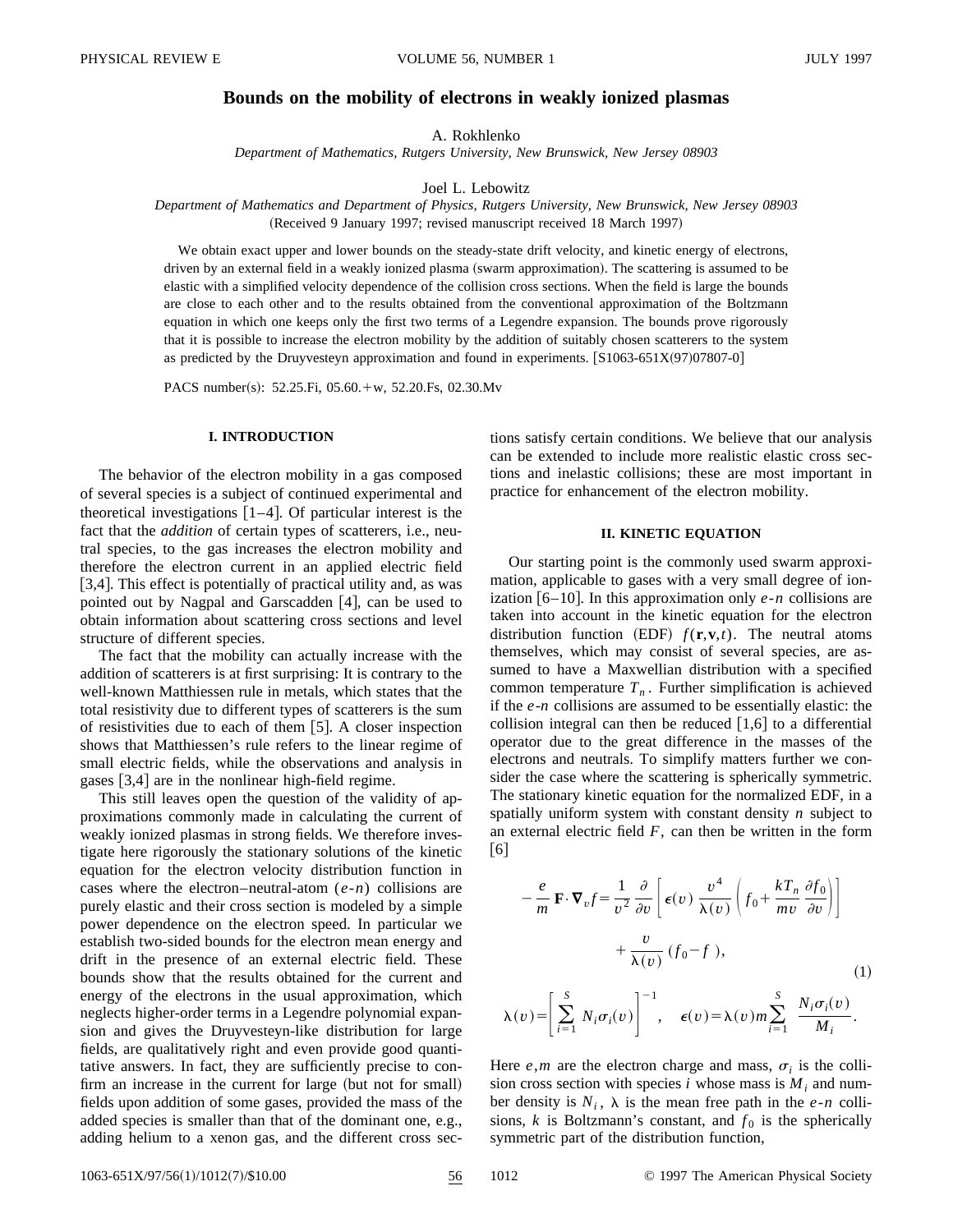# Bounds on the mobility of electrons in weakly ionized plasmas

A. Rokhlenko

*Department of Mathematics, Rutgers University, New Brunswick, New Jersey 08903*

Joel L. Lebowitz

*Department of Mathematics and Department of Physics, Rutgers University, New Brunswick, New Jersey 08903*

(Received 9 January 1997; revised manuscript received 18 March 1997)

We obtain exact upper and lower bounds on the steady-state drift velocity, and kinetic energy of electrons, driven by an external field in a weakly ionized plasma (swarm approximation). The scattering is assumed to be elastic with a simplified velocity dependence of the collision cross sections. When the field is large the bounds are close to each other and to the results obtained from the conventional approximation of the Boltzmann equation in which one keeps only the first two terms of a Legendre expansion. The bounds prove rigorously that it is possible to increase the electron mobility by the addition of suitably chosen scatterers to the system as predicted by the Druyvesteyn approximation and found in experiments. [S1063-651X(97)07807-0]

PACS number(s): 52.25.Fi, 05.60.+w, 52.20.Fs, 02.30.Mv

## I. INTRODUCTION

The behavior of the electron mobility in a gas composed of several species is a subject of continued experimental and theoretical investigations [1–4]. Of particular interest is the fact that the *addition* of certain types of scatterers, i.e., neutral species, to the gas increases the electron mobility and therefore the electron current in an applied electric field [3,4]. This effect is potentially of practical utility and, as was pointed out by Nagpal and Garscadden [4], can be used to obtain information about scattering cross sections and level structure of different species.

The fact that the mobility can actually increase with the addition of scatterers is at first surprising: It is contrary to the well-known Matthiessen rule in metals, which states that the total resistivity due to different types of scatterers is the sum of resistivities due to each of them [5]. A closer inspection shows that Matthiessen's rule refers to the linear regime of small electric fields, while the observations and analysis in gases [3,4] are in the nonlinear high-field regime.

This still leaves open the question of the validity of approximations commonly made in calculating the current of weakly ionized plasmas in strong fields. We therefore investigate here rigorously the stationary solutions of the kinetic equation for the electron velocity distribution function in cases where the electron–neutral-atom ($e$-$n$) collisions are purely elastic and their cross section is modeled by a simple power dependence on the electron speed. In particular we establish two-sided bounds for the electron mean energy and drift in the presence of an external electric field. These bounds show that the results obtained for the current and energy of the electrons in the usual approximation, which neglects higher-order terms in a Legendre polynomial expansion and gives the Druyvesteyn-like distribution for large fields, are qualitatively right and even provide good quantitative answers. In fact, they are sufficiently precise to confirm an increase in the current for large (but not for small) fields upon addition of some gases, provided the mass of the added species is smaller than that of the dominant one, e.g., adding helium to a xenon gas, and the different cross sections satisfy certain conditions. We believe that our analysis can be extended to include more realistic elastic cross sections and inelastic collisions; these are most important in practice for enhancement of the electron mobility.

## II. KINETIC EQUATION

Our starting point is the commonly used swarm approximation, applicable to gases with a very small degree of ionization [6–10]. In this approximation only $e$-$n$ collisions are taken into account in the kinetic equation for the electron distribution function (EDF) $f(\mathbf{r},\mathbf{v},t)$. The neutral atoms themselves, which may consist of several species, are assumed to have a Maxwellian distribution with a specified common temperature $T_n$. Further simplification is achieved if the $e$-$n$ collisions are assumed to be essentially elastic: the collision integral can then be reduced [1,6] to a differential operator due to the great difference in the masses of the electrons and neutrals. To simplify matters further we consider the case where the scattering is spherically symmetric. The stationary kinetic equation for the normalized EDF, in a spatially uniform system with constant density $n$ subject to an external electric field $F$, can then be written in the form [6]

$$
-\frac{e}{m}\mathbf{F}\cdot\nabla_v f=\frac{1}{v^2}\frac{\partial}{\partial v}\left[\epsilon(v)\,\frac{v^4}{\lambda(v)}\left(f_0+\frac{kT_n}{mv}\frac{\partial f_0}{\partial v}\right)\right]+\frac{v}{\lambda(v)}\,(f_0-f\,),
$$

$$
\lambda(v)=\left[\sum_{i=1}^{S}N_i\sigma_i(v)\right]^{-1},\quad \epsilon(v)=\lambda(v)m\sum_{i=1}^{S}\frac{N_i\sigma_i(v)}{M_i}. \tag{1}
$$

Here $e,m$ are the electron charge and mass, $\sigma_i$ is the collision cross section with species $i$ whose mass is $M_i$ and number density is $N_i$, $\lambda$ is the mean free path in the $e$-$n$ collisions, $k$ is Boltzmann's constant, and $f_0$ is the spherically symmetric part of the distribution function,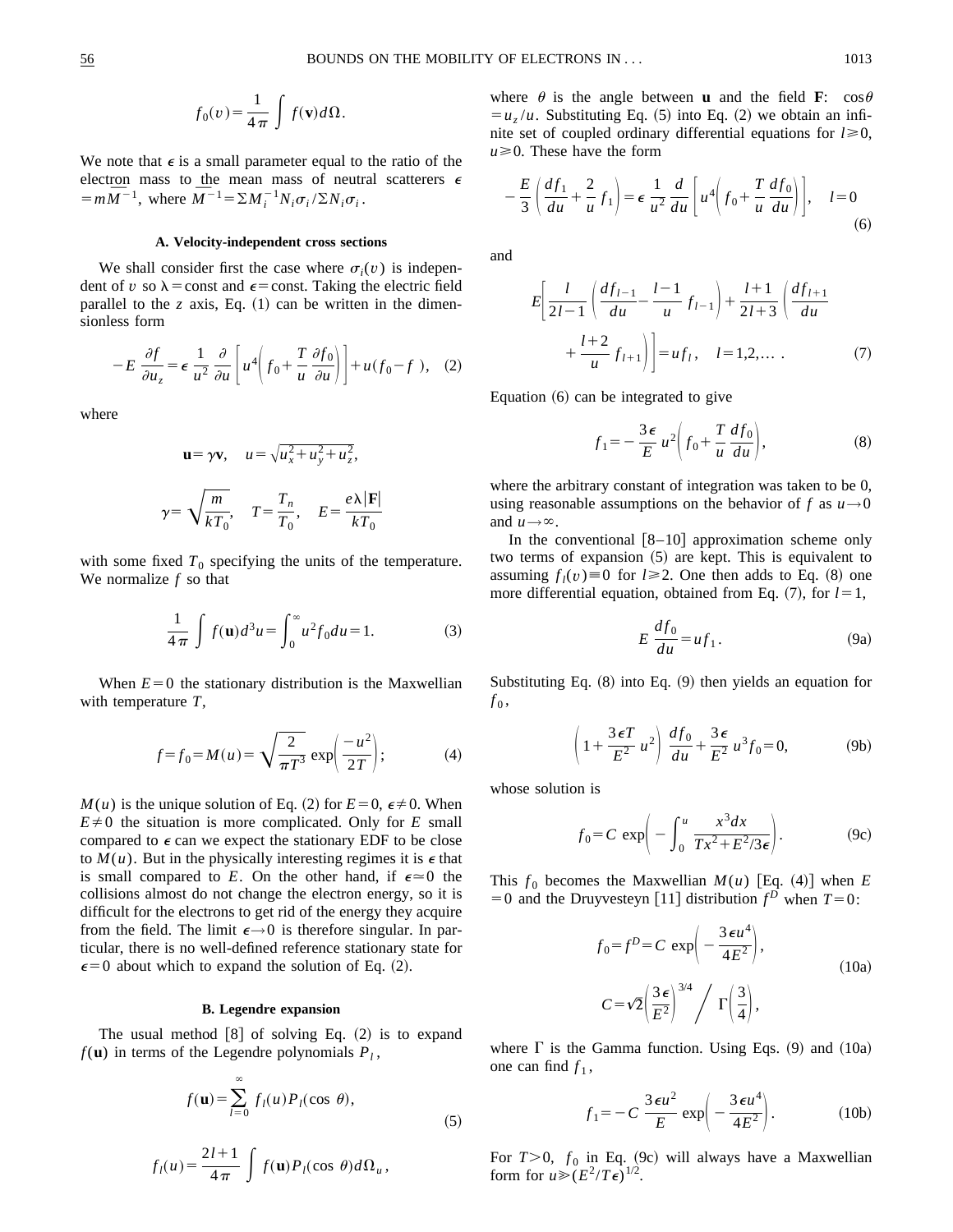$$f_0(v) = \frac{1}{4\pi} \int f(\mathbf{v}) d\Omega.$$

We note that $\epsilon$ is a small parameter equal to the ratio of the electron mass to the mean mass of neutral scatterers $\epsilon = m\overline{M^{-1}}$, where $\overline{M^{-1}} = \Sigma M_i^{-1} N_i \sigma_i / \Sigma N_i \sigma_i$.

### A. Velocity-independent cross sections

We shall consider first the case where $\sigma_i(v)$ is independent of $v$ so $\lambda = \text{const}$ and $\epsilon = \text{const}$. Taking the electric field parallel to the $z$ axis, Eq. (1) can be written in the dimensionless form

$$-E \frac{\partial f}{\partial u_z} = \epsilon \frac{1}{u^2} \frac{\partial}{\partial u} \left[ u^4 \left( f_0 + \frac{T}{u} \frac{\partial f_0}{\partial u} \right) \right] + u(f_0 - f), \quad (2)$$

where

$$\mathbf{u} = \gamma \mathbf{v}, \quad u = \sqrt{u_x^2 + u_y^2 + u_z^2},$$

$$\gamma = \sqrt{\frac{m}{kT_0}}, \quad T = \frac{T_n}{T_0}, \quad E = \frac{e\lambda |\mathbf{F}|}{kT_0}$$

with some fixed $T_0$ specifying the units of the temperature. We normalize $f$ so that

$$\frac{1}{4\pi} \int f(\mathbf{u}) d^3 u = \int_0^\infty u^2 f_0 du = 1. \quad (3)$$

When $E = 0$ the stationary distribution is the Maxwellian with temperature $T$,

$$f = f_0 = M(u) = \sqrt{\frac{2}{\pi T^3}} \exp\left( \frac{-u^2}{2T} \right); \quad (4)$$

$M(u)$ is the unique solution of Eq. (2) for $E = 0$, $\epsilon \neq 0$. When $E \neq 0$ the situation is more complicated. Only for $E$ small compared to $\epsilon$ can we expect the stationary EDF to be close to $M(u)$. But in the physically interesting regimes it is $\epsilon$ that is small compared to $E$. On the other hand, if $\epsilon \simeq 0$ the collisions almost do not change the electron energy, so it is difficult for the electrons to get rid of the energy they acquire from the field. The limit $\epsilon \to 0$ is therefore singular. In particular, there is no well-defined reference stationary state for $\epsilon = 0$ about which to expand the solution of Eq. (2).

### B. Legendre expansion

The usual method [8] of solving Eq. (2) is to expand $f(\mathbf{u})$ in terms of the Legendre polynomials $P_l$,

$$f(\mathbf{u}) = \sum_{l=0}^{\infty} f_l(u) P_l(\cos\theta),$$

$$f_l(u) = \frac{2l+1}{4\pi} \int f(\mathbf{u}) P_l(\cos\theta) d\Omega_u, \quad (5)$$

where $\theta$ is the angle between $\mathbf{u}$ and the field $\mathbf{F}$: $\cos\theta = u_z/u$. Substituting Eq. (5) into Eq. (2) we obtain an infinite set of coupled ordinary differential equations for $l \geq 0$, $u \geq 0$. These have the form

$$-\frac{E}{3} \left( \frac{df_1}{du} + \frac{2}{u} f_1 \right) = \epsilon \frac{1}{u^2} \frac{d}{du} \left[ u^4 \left( f_0 + \frac{T}{u} \frac{df_0}{du} \right) \right], \quad l = 0 \quad (6)$$

and

$$E \left[ \frac{l}{2l-1} \left( \frac{df_{l-1}}{du} - \frac{l-1}{u} f_{l-1} \right) + \frac{l+1}{2l+3} \left( \frac{df_{l+1}}{du} + \frac{l+2}{u} f_{l+1} \right) \right] = u f_l, \quad l = 1, 2, \ldots . \quad (7)$$

Equation (6) can be integrated to give

$$f_1 = -\frac{3\epsilon}{E} u^2 \left( f_0 + \frac{T}{u} \frac{df_0}{du} \right), \quad (8)$$

where the arbitrary constant of integration was taken to be 0, using reasonable assumptions on the behavior of $f$ as $u \to 0$ and $u \to \infty$.

In the conventional [8–10] approximation scheme only two terms of expansion (5) are kept. This is equivalent to assuming $f_l(v) \equiv 0$ for $l \geq 2$. One then adds to Eq. (8) one more differential equation, obtained from Eq. (7), for $l = 1$,

$$E \frac{df_0}{du} = u f_1. \quad (9a)$$

Substituting Eq. (8) into Eq. (9) then yields an equation for $f_0$,

$$\left( 1 + \frac{3\epsilon T}{E^2} u^2 \right) \frac{df_0}{du} + \frac{3\epsilon}{E^2} u^3 f_0 = 0, \quad (9b)$$

whose solution is

$$f_0 = C \exp\left( -\int_0^u \frac{x^3 dx}{Tx^2 + E^2/3\epsilon} \right). \quad (9c)$$

This $f_0$ becomes the Maxwellian $M(u)$ [Eq. (4)] when $E = 0$ and the Druyvesteyn [11] distribution $f^D$ when $T = 0$:

$$f_0 = f^D = C \exp\left( -\frac{3\epsilon u^4}{4E^2} \right),$$

$$C = \sqrt{2} \left( \frac{3\epsilon}{E^2} \right)^{3/4} \bigg/ \Gamma\left( \frac{3}{4} \right), \quad (10a)$$

where $\Gamma$ is the Gamma function. Using Eqs. (9) and (10a) one can find $f_1$,

$$f_1 = -C \frac{3\epsilon u^2}{E} \exp\left( -\frac{3\epsilon u^4}{4E^2} \right). \quad (10b)$$

For $T > 0$, $f_0$ in Eq. (9c) will always have a Maxwellian form for $u \gg (E^2/T\epsilon)^{1/2}$.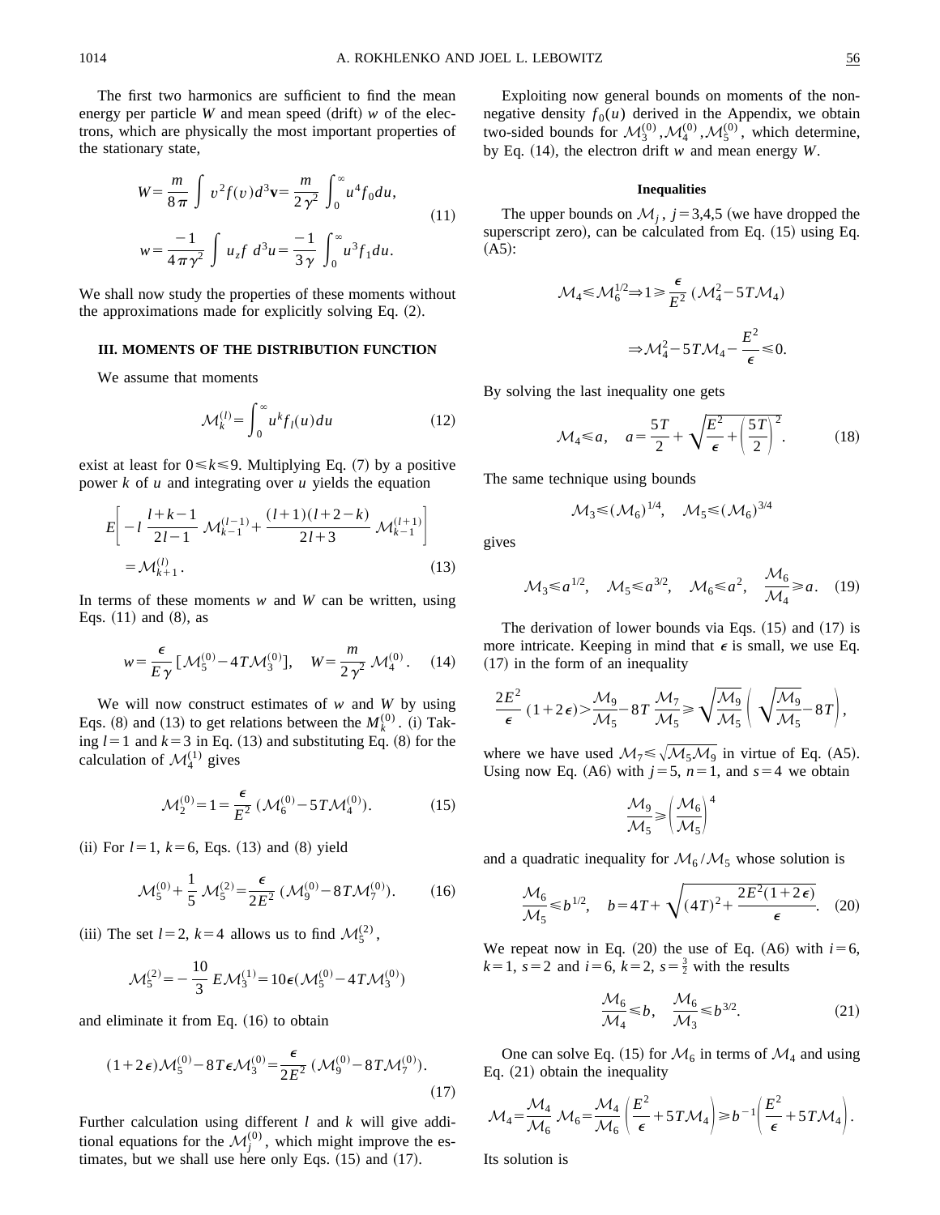The first two harmonics are sufficient to find the mean energy per particle $W$ and mean speed (drift) $w$ of the electrons, which are physically the most important properties of the stationary state,

$$W=\frac{m}{8\pi}\int v^2 f(v)d^3\mathbf{v}=\frac{m}{2\gamma^2}\int_0^\infty u^4 f_0 du,$$
$$w=\frac{-1}{4\pi\gamma^2}\int u_z f\, d^3u=\frac{-1}{3\gamma}\int_0^\infty u^3 f_1 du. \tag{11}$$

We shall now study the properties of these moments without the approximations made for explicitly solving Eq. (2).

### III. MOMENTS OF THE DISTRIBUTION FUNCTION

We assume that moments

$$\mathcal{M}_k^{(l)}=\int_0^\infty u^k f_l(u)du \tag{12}$$

exist at least for $0\leqslant k\leqslant 9$. Multiplying Eq. (7) by a positive power $k$ of $u$ and integrating over $u$ yields the equation

$$E\left[-l\,\frac{l+k-1}{2l-1}\,\mathcal{M}_{k-1}^{(l-1)}+\frac{(l+1)(l+2-k)}{2l+3}\,\mathcal{M}_{k-1}^{(l+1)}\right]=\mathcal{M}_{k+1}^{(l)}. \tag{13}$$

In terms of these moments $w$ and $W$ can be written, using Eqs. (11) and (8), as

$$w=\frac{\epsilon}{E\gamma}[\mathcal{M}_5^{(0)}-4T\mathcal{M}_3^{(0)}],\quad W=\frac{m}{2\gamma^2}\mathcal{M}_4^{(0)}. \tag{14}$$

We will now construct estimates of $w$ and $W$ by using Eqs. (8) and (13) to get relations between the $M_k^{(0)}$. (i) Taking $l=1$ and $k=3$ in Eq. (13) and substituting Eq. (8) for the calculation of $\mathcal{M}_4^{(1)}$ gives

$$\mathcal{M}_2^{(0)}=1=\frac{\epsilon}{E^2}(\mathcal{M}_6^{(0)}-5T\mathcal{M}_4^{(0)}). \tag{15}$$

(ii) For $l=1$, $k=6$, Eqs. (13) and (8) yield

$$\mathcal{M}_5^{(0)}+\frac{1}{5}\mathcal{M}_5^{(2)}=\frac{\epsilon}{2E^2}(\mathcal{M}_9^{(0)}-8T\mathcal{M}_7^{(0)}). \tag{16}$$

(iii) The set $l=2$, $k=4$ allows us to find $\mathcal{M}_5^{(2)}$,

$$\mathcal{M}_5^{(2)}=-\frac{10}{3}E\mathcal{M}_3^{(1)}=10\epsilon(\mathcal{M}_5^{(0)}-4T\mathcal{M}_3^{(0)})$$

and eliminate it from Eq. (16) to obtain

$$(1+2\epsilon)\mathcal{M}_5^{(0)}-8T\epsilon\mathcal{M}_3^{(0)}=\frac{\epsilon}{2E^2}(\mathcal{M}_9^{(0)}-8T\mathcal{M}_7^{(0)}). \tag{17}$$

Further calculation using different $l$ and $k$ will give additional equations for the $\mathcal{M}_j^{(0)}$, which might improve the estimates, but we shall use here only Eqs. (15) and (17).

Exploiting now general bounds on moments of the non-negative density $f_0(u)$ derived in the Appendix, we obtain two-sided bounds for $\mathcal{M}_3^{(0)},\mathcal{M}_4^{(0)},\mathcal{M}_5^{(0)}$, which determine, by Eq. (14), the electron drift $w$ and mean energy $W$.

#### Inequalities

The upper bounds on $\mathcal{M}_j$, $j=3,4,5$ (we have dropped the superscript zero), can be calculated from Eq. (15) using Eq. (A5):

$$\mathcal{M}_4\leqslant\mathcal{M}_6^{1/2}\Rightarrow 1\geqslant\frac{\epsilon}{E^2}(\mathcal{M}_4^2-5T\mathcal{M}_4)$$
$$\Rightarrow\mathcal{M}_4^2-5T\mathcal{M}_4-\frac{E^2}{\epsilon}\leqslant 0.$$

By solving the last inequality one gets

$$\mathcal{M}_4\leqslant a,\quad a=\frac{5T}{2}+\sqrt{\frac{E^2}{\epsilon}+\left(\frac{5T}{2}\right)^2}. \tag{18}$$

The same technique using bounds

$$\mathcal{M}_3\leqslant(\mathcal{M}_6)^{1/4},\quad \mathcal{M}_5\leqslant(\mathcal{M}_6)^{3/4}$$

gives

$$\mathcal{M}_3\leqslant a^{1/2},\quad \mathcal{M}_5\leqslant a^{3/2},\quad \mathcal{M}_6\leqslant a^2,\quad \frac{\mathcal{M}_6}{\mathcal{M}_4}\geqslant a. \tag{19}$$

The derivation of lower bounds via Eqs. (15) and (17) is more intricate. Keeping in mind that $\epsilon$ is small, we use Eq. (17) in the form of an inequality

$$\frac{2E^2}{\epsilon}(1+2\epsilon)>\frac{\mathcal{M}_9}{\mathcal{M}_5}-8T\,\frac{\mathcal{M}_7}{\mathcal{M}_5}\geqslant\sqrt{\frac{\mathcal{M}_9}{\mathcal{M}_5}}\left(\sqrt{\frac{\mathcal{M}_9}{\mathcal{M}_5}}-8T\right),$$

where we have used $\mathcal{M}_7\leqslant\sqrt{\mathcal{M}_5\mathcal{M}_9}$ in virtue of Eq. (A5). Using now Eq. (A6) with $j=5$, $n=1$, and $s=4$ we obtain

$$\frac{\mathcal{M}_9}{\mathcal{M}_5}\geqslant\left(\frac{\mathcal{M}_6}{\mathcal{M}_5}\right)^4$$

and a quadratic inequality for $\mathcal{M}_6/\mathcal{M}_5$ whose solution is

$$\frac{\mathcal{M}_6}{\mathcal{M}_5}\leqslant b^{1/2},\quad b=4T+\sqrt{(4T)^2+\frac{2E^2(1+2\epsilon)}{\epsilon}}. \tag{20}$$

We repeat now in Eq. (20) the use of Eq. (A6) with $i=6$, $k=1$, $s=2$ and $i=6$, $k=2$, $s=\frac{3}{2}$ with the results

$$\frac{\mathcal{M}_6}{\mathcal{M}_4}\leqslant b,\quad \frac{\mathcal{M}_6}{\mathcal{M}_3}\leqslant b^{3/2}. \tag{21}$$

One can solve Eq. (15) for $\mathcal{M}_6$ in terms of $\mathcal{M}_4$ and using Eq. (21) obtain the inequality

$$\mathcal{M}_4=\frac{\mathcal{M}_4}{\mathcal{M}_6}\mathcal{M}_6=\frac{\mathcal{M}_4}{\mathcal{M}_6}\left(\frac{E^2}{\epsilon}+5T\mathcal{M}_4\right)\geqslant b^{-1}\left(\frac{E^2}{\epsilon}+5T\mathcal{M}_4\right).$$

Its solution is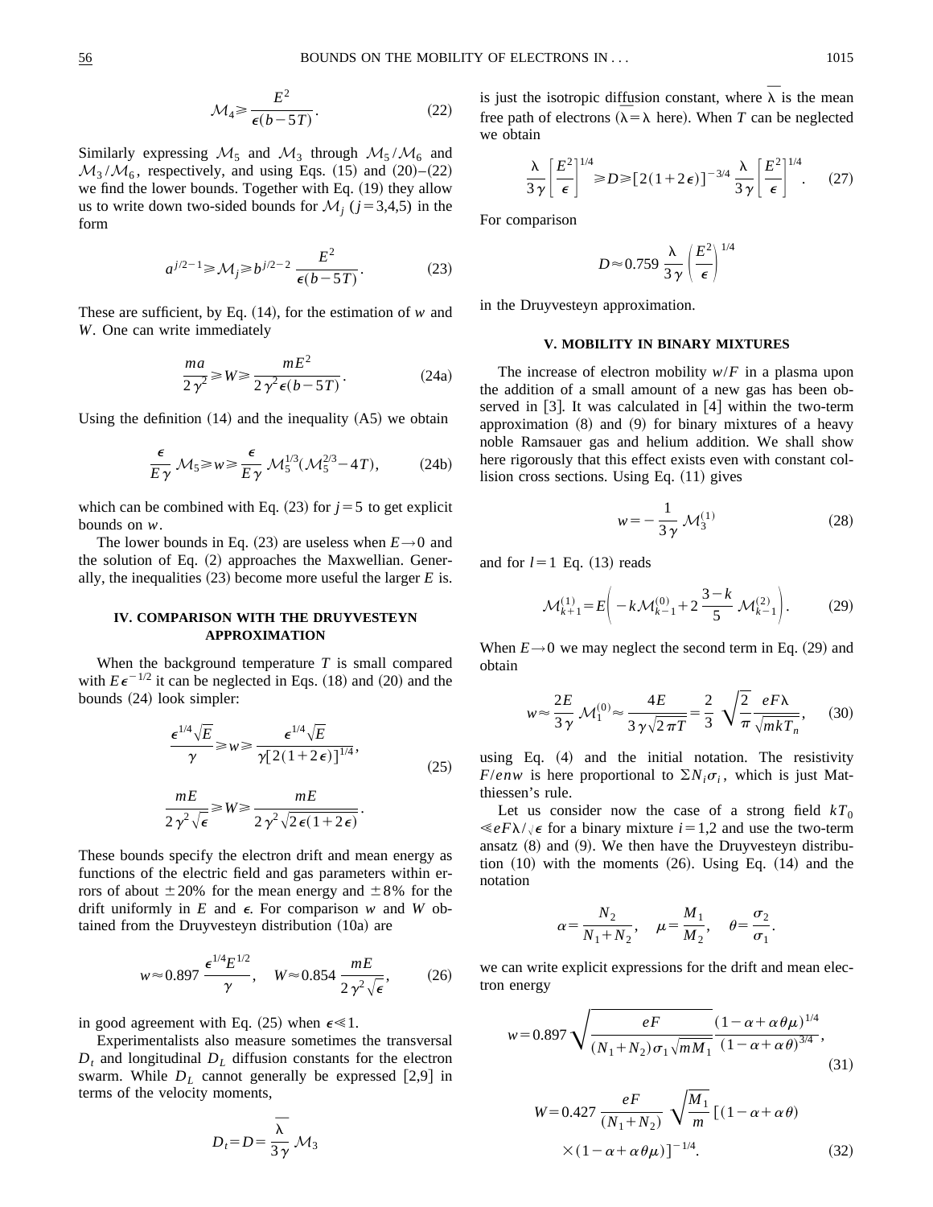$$
\mathcal{M}_4 \geqslant \frac{E^2}{\epsilon(b-5T)}. \tag{22}
$$

Similarly expressing $\mathcal{M}_5$ and $\mathcal{M}_3$ through $\mathcal{M}_5/\mathcal{M}_6$ and $\mathcal{M}_3/\mathcal{M}_6$, respectively, and using Eqs. (15) and (20)–(22) we find the lower bounds. Together with Eq. (19) they allow us to write down two-sided bounds for $\mathcal{M}_j$ ($j=3,4,5$) in the form

$$
a^{j/2-1} \geqslant \mathcal{M}_j \geqslant b^{j/2-2} \frac{E^2}{\epsilon(b-5T)}. \tag{23}
$$

These are sufficient, by Eq. (14), for the estimation of $w$ and $W$. One can write immediately

$$
\frac{ma}{2\gamma^2} \geqslant W \geqslant \frac{mE^2}{2\gamma^2 \epsilon(b-5T)}. \tag{24a}
$$

Using the definition (14) and the inequality (A5) we obtain

$$
\frac{\epsilon}{E\gamma}\mathcal{M}_5 \geqslant w \geqslant \frac{\epsilon}{E\gamma}\mathcal{M}_5^{1/3}(\mathcal{M}_5^{2/3}-4T), \tag{24b}
$$

which can be combined with Eq. (23) for $j=5$ to get explicit bounds on $w$.

The lower bounds in Eq. (23) are useless when $E\to 0$ and the solution of Eq. (2) approaches the Maxwellian. Generally, the inequalities (23) become more useful the larger $E$ is.

## IV. COMPARISON WITH THE DRUYVESTEYN APPROXIMATION

When the background temperature $T$ is small compared with $E\epsilon^{-1/2}$ it can be neglected in Eqs. (18) and (20) and the bounds (24) look simpler:

$$
\frac{\epsilon^{1/4}\sqrt{E}}{\gamma} \geqslant w \geqslant \frac{\epsilon^{1/4}\sqrt{E}}{\gamma[2(1+2\epsilon)]^{1/4}},
$$

$$
\frac{mE}{2\gamma^2\sqrt{\epsilon}} \geqslant W \geqslant \frac{mE}{2\gamma^2\sqrt{2\epsilon(1+2\epsilon)}}. \tag{25}
$$

These bounds specify the electron drift and mean energy as functions of the electric field and gas parameters within errors of about $\pm 20\%$ for the mean energy and $\pm 8\%$ for the drift uniformly in $E$ and $\epsilon$. For comparison $w$ and $W$ obtained from the Druyvesteyn distribution (10a) are

$$
w \approx 0.897\,\frac{\epsilon^{1/4}E^{1/2}}{\gamma}, \quad W \approx 0.854\,\frac{mE}{2\gamma^2\sqrt{\epsilon}}, \tag{26}
$$

in good agreement with Eq. (25) when $\epsilon \ll 1$.

Experimentalists also measure sometimes the transversal $D_t$ and longitudinal $D_L$ diffusion constants for the electron swarm. While $D_L$ cannot generally be expressed [2,9] in terms of the velocity moments,

$$
D_t = D = \frac{\bar{\lambda}}{3\gamma}\mathcal{M}_3
$$

is just the isotropic diffusion constant, where $\bar{\lambda}$ is the mean free path of electrons ($\bar{\lambda}=\lambda$ here). When $T$ can be neglected we obtain

$$
\frac{\lambda}{3\gamma}\left[\frac{E^2}{\epsilon}\right]^{1/4} \geqslant D \geqslant [2(1+2\epsilon)]^{-3/4}\,\frac{\lambda}{3\gamma}\left[\frac{E^2}{\epsilon}\right]^{1/4}. \tag{27}
$$

For comparison

$$
D \approx 0.759\,\frac{\lambda}{3\gamma}\left(\frac{E^2}{\epsilon}\right)^{1/4}
$$

in the Druyvesteyn approximation.

## V. MOBILITY IN BINARY MIXTURES

The increase of electron mobility $w/F$ in a plasma upon the addition of a small amount of a new gas has been observed in [3]. It was calculated in [4] within the two-term approximation (8) and (9) for binary mixtures of a heavy noble Ramsauer gas and helium addition. We shall show here rigorously that this effect exists even with constant collision cross sections. Using Eq. (11) gives

$$
w = -\frac{1}{3\gamma}\mathcal{M}_3^{(1)} \tag{28}
$$

and for $l=1$ Eq. (13) reads

$$
\mathcal{M}_{k+1}^{(1)} = E\left(-k\mathcal{M}_{k-1}^{(0)} + 2\,\frac{3-k}{5}\,\mathcal{M}_{k-1}^{(2)}\right). \tag{29}
$$

When $E\to 0$ we may neglect the second term in Eq. (29) and obtain

$$
w \approx \frac{2E}{3\gamma}\mathcal{M}_1^{(0)} \approx \frac{4E}{3\gamma\sqrt{2\pi T}} = \frac{2}{3}\sqrt{\frac{2}{\pi}}\frac{eF\lambda}{\sqrt{mkT_n}}, \tag{30}
$$

using Eq. (4) and the initial notation. The resistivity $F/enw$ is here proportional to $\Sigma N_i\sigma_i$, which is just Matthiessen's rule.

Let us consider now the case of a strong field $kT_0 \ll eF\lambda/\sqrt{\epsilon}$ for a binary mixture $i=1,2$ and use the two-term ansatz (8) and (9). We then have the Druyvesteyn distribution (10) with the moments (26). Using Eq. (14) and the notation

$$
\alpha = \frac{N_2}{N_1+N_2}, \quad \mu = \frac{M_1}{M_2}, \quad \theta = \frac{\sigma_2}{\sigma_1}.
$$

we can write explicit expressions for the drift and mean electron energy

$$
w = 0.897\sqrt{\frac{eF}{(N_1+N_2)\sigma_1\sqrt{mM_1}}}\,\frac{(1-\alpha+\alpha\theta\mu)^{1/4}}{(1-\alpha+\alpha\theta)^{3/4}}, \tag{31}
$$

$$
W = 0.427\,\frac{eF}{(N_1+N_2)}\sqrt{\frac{M_1}{m}}\,[(1-\alpha+\alpha\theta)
$$

$$
\times(1-\alpha+\alpha\theta\mu)]^{-1/4}. \tag{32}
$$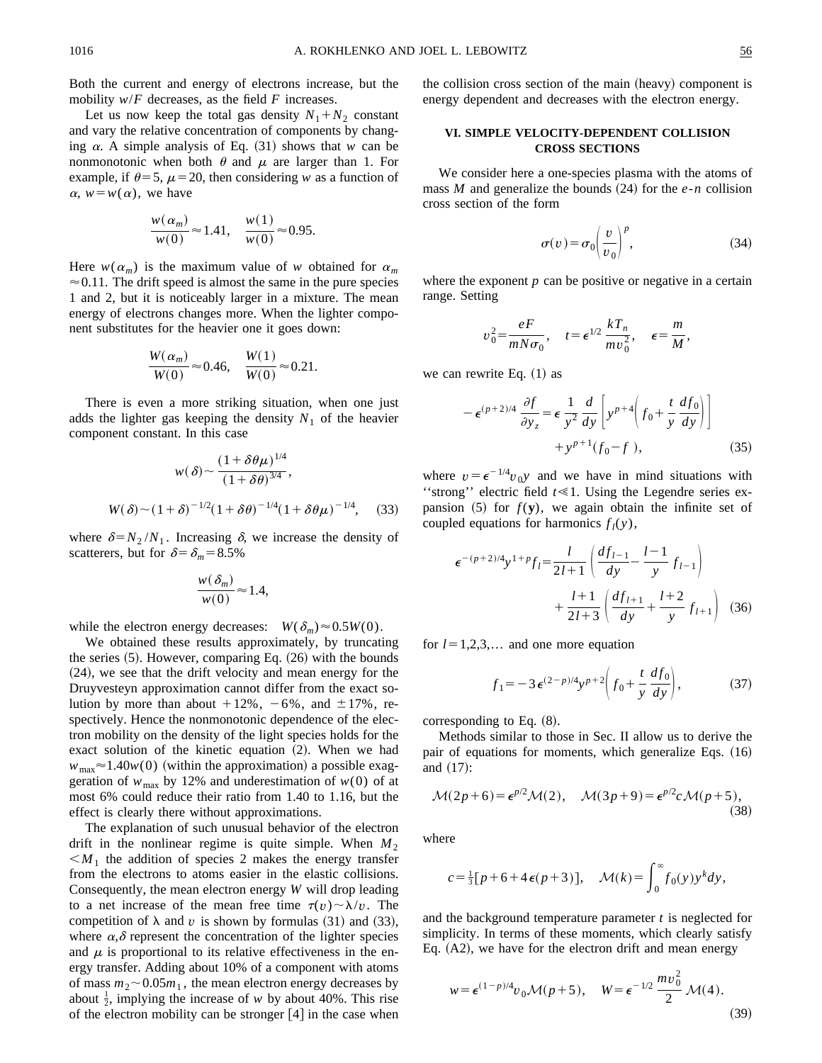Both the current and energy of electrons increase, but the mobility $w/F$ decreases, as the field $F$ increases.

Let us now keep the total gas density $N_1+N_2$ constant and vary the relative concentration of components by changing $\alpha$. A simple analysis of Eq. (31) shows that $w$ can be nonmonotonic when both $\theta$ and $\mu$ are larger than 1. For example, if $\theta=5$, $\mu=20$, then considering $w$ as a function of $\alpha$, $w=w(\alpha)$, we have

$$\frac{w(\alpha_m)}{w(0)}\approx 1.41, \quad \frac{w(1)}{w(0)}\approx 0.95.$$

Here $w(\alpha_m)$ is the maximum value of $w$ obtained for $\alpha_m \approx 0.11$. The drift speed is almost the same in the pure species 1 and 2, but it is noticeably larger in a mixture. The mean energy of electrons changes more. When the lighter component substitutes for the heavier one it goes down:

$$\frac{W(\alpha_m)}{W(0)}\approx 0.46, \quad \frac{W(1)}{W(0)}\approx 0.21.$$

There is even a more striking situation, when one just adds the lighter gas keeping the density $N_1$ of the heavier component constant. In this case

$$w(\delta)\sim \frac{(1+\delta\theta\mu)^{1/4}}{(1+\delta\theta)^{3/4}},$$

$$W(\delta)\sim(1+\delta)^{-1/2}(1+\delta\theta)^{-1/4}(1+\delta\theta\mu)^{-1/4}, \quad (33)$$

where $\delta=N_2/N_1$. Increasing $\delta$, we increase the density of scatterers, but for $\delta=\delta_m=8.5\%$

$$\frac{w(\delta_m)}{w(0)}\approx 1.4,$$

while the electron energy decreases: $W(\delta_m)\approx 0.5W(0)$.

We obtained these results approximately, by truncating the series (5). However, comparing Eq. (26) with the bounds (24), we see that the drift velocity and mean energy for the Druyvesteyn approximation cannot differ from the exact solution by more than about $+12\%$, $-6\%$, and $\pm 17\%$, respectively. Hence the nonmonotonic dependence of the electron mobility on the density of the light species holds for the exact solution of the kinetic equation (2). When we had $w_{\max}\approx 1.40w(0)$ (within the approximation) a possible exaggeration of $w_{\max}$ by 12% and underestimation of $w(0)$ of at most 6% could reduce their ratio from 1.40 to 1.16, but the effect is clearly there without approximations.

The explanation of such unusual behavior of the electron drift in the nonlinear regime is quite simple. When $M_2<M_1$ the addition of species 2 makes the energy transfer from the electrons to atoms easier in the elastic collisions. Consequently, the mean electron energy $W$ will drop leading to a net increase of the mean free time $\tau(v)\sim\lambda/v$. The competition of $\lambda$ and $v$ is shown by formulas (31) and (33), where $\alpha,\delta$ represent the concentration of the lighter species and $\mu$ is proportional to its relative effectiveness in the energy transfer. Adding about 10% of a component with atoms of mass $m_2\sim 0.05m_1$, the mean electron energy decreases by about $\frac{1}{2}$, implying the increase of $w$ by about 40%. This rise of the electron mobility can be stronger [4] in the case when the collision cross section of the main (heavy) component is energy dependent and decreases with the electron energy.

## VI. SIMPLE VELOCITY-DEPENDENT COLLISION CROSS SECTIONS

We consider here a one-species plasma with the atoms of mass $M$ and generalize the bounds (24) for the $e$-$n$ collision cross section of the form

$$\sigma(v)=\sigma_0\left(\frac{v}{v_0}\right)^p, \quad (34)$$

where the exponent $p$ can be positive or negative in a certain range. Setting

$$v_0^2=\frac{eF}{mN\sigma_0}, \quad t=\epsilon^{1/2}\frac{kT_n}{mv_0^2}, \quad \epsilon=\frac{m}{M},$$

we can rewrite Eq. (1) as

$$-\epsilon^{(p+2)/4}\frac{\partial f}{\partial y_z}=\epsilon\frac{1}{y^2}\frac{d}{dy}\left[y^{p+4}\left(f_0+\frac{t}{y}\frac{df_0}{dy}\right)\right]+y^{p+1}(f_0-f), \quad (35)$$

where $v=\epsilon^{-1/4}v_0y$ and we have in mind situations with "strong" electric field $t\ll 1$. Using the Legendre series expansion (5) for $f(\mathbf{y})$, we again obtain the infinite set of coupled equations for harmonics $f_l(y)$,

$$\epsilon^{-(p+2)/4}y^{1+p}f_l=\frac{l}{2l+1}\left(\frac{df_{l-1}}{dy}-\frac{l-1}{y}f_{l-1}\right)+\frac{l+1}{2l+3}\left(\frac{df_{l+1}}{dy}+\frac{l+2}{y}f_{l+1}\right) \quad (36)$$

for $l=1,2,3,\dots$ and one more equation

$$f_1=-3\epsilon^{(2-p)/4}y^{p+2}\left(f_0+\frac{t}{y}\frac{df_0}{dy}\right), \quad (37)$$

corresponding to Eq. (8).

Methods similar to those in Sec. II allow us to derive the pair of equations for moments, which generalize Eqs. (16) and (17):

$$\mathcal{M}(2p+6)=\epsilon^{p/2}\mathcal{M}(2), \quad \mathcal{M}(3p+9)=\epsilon^{p/2}c\mathcal{M}(p+5), \quad (38)$$

where

$$c=\tfrac{1}{3}[p+6+4\epsilon(p+3)], \quad \mathcal{M}(k)=\int_0^\infty f_0(y)y^k dy,$$

and the background temperature parameter $t$ is neglected for simplicity. In terms of these moments, which clearly satisfy Eq. (A2), we have for the electron drift and mean energy

$$w=\epsilon^{(1-p)/4}v_0\mathcal{M}(p+5), \quad W=\epsilon^{-1/2}\frac{mv_0^2}{2}\mathcal{M}(4). \quad (39)$$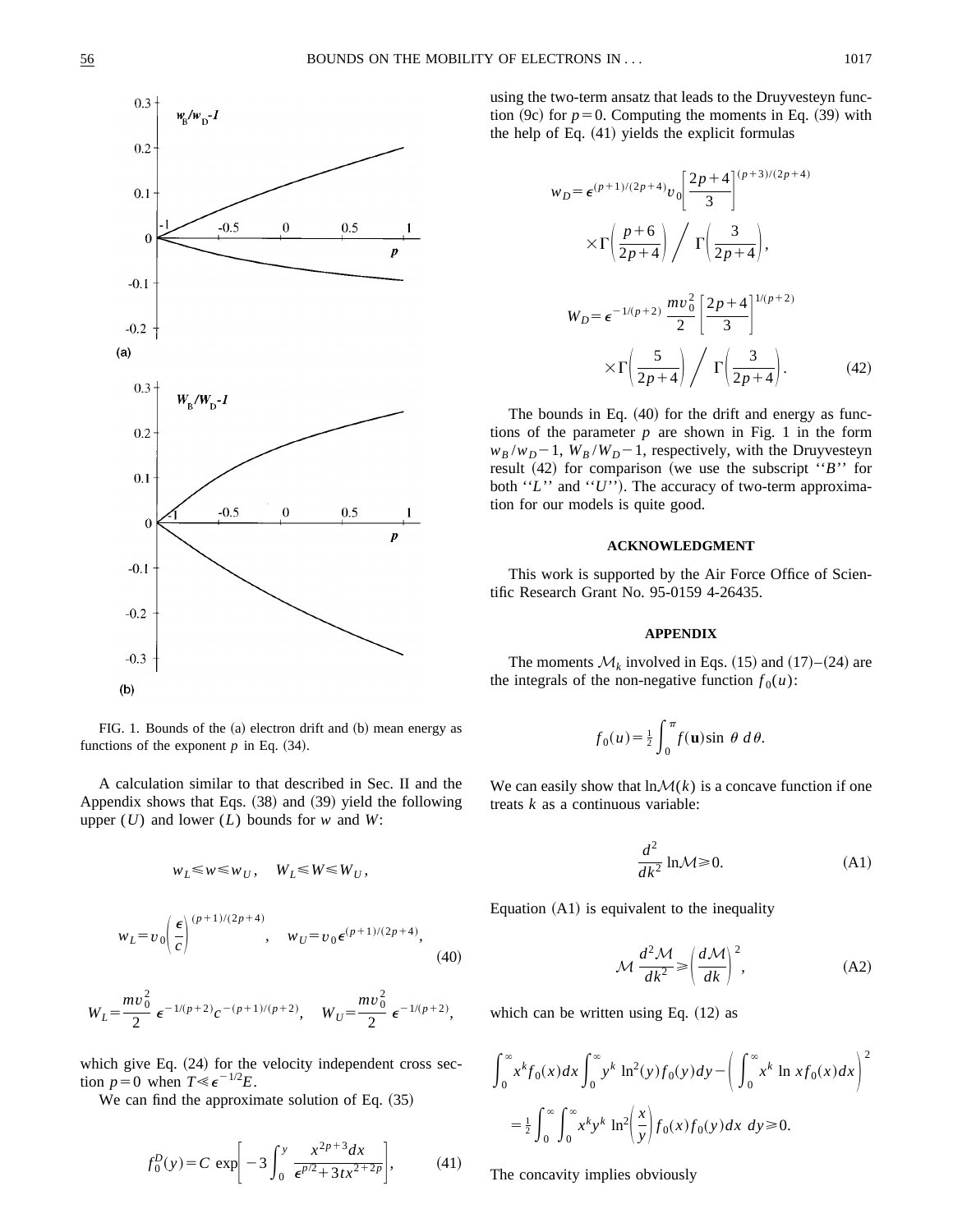(a)

0.3
$w_B/w_D$-1
0.2
0.1
-1
-0.5
0
0.5
1
0
p
-0.1
-0.2

(b)

0.3
$W_B/W_D$-1
0.2
0.1
0
-1
-0.5
0
0.5
1
p
-0.1
-0.2
-0.3

FIG. 1. Bounds of the (a) electron drift and (b) mean energy as functions of the exponent $p$ in Eq. (34).

A calculation similar to that described in Sec. II and the Appendix shows that Eqs. (38) and (39) yield the following upper ($U$) and lower ($L$) bounds for $w$ and $W$:

$$w_L \leqslant w \leqslant w_U, \quad W_L \leqslant W \leqslant W_U,$$

$$w_L = v_0 \left(\frac{\epsilon}{c}\right)^{(p+1)/(2p+4)}, \quad w_U = v_0 \epsilon^{(p+1)/(2p+4)}, \tag{40}$$

$$W_L = \frac{mv_0^2}{2} \epsilon^{-1/(p+2)} c^{-(p+1)/(p+2)}, \quad W_U = \frac{mv_0^2}{2} \epsilon^{-1/(p+2)},$$

which give Eq. (24) for the velocity independent cross section $p=0$ when $T \ll \epsilon^{-1/2}E$.

We can find the approximate solution of Eq. (35)

$$f_0^D(y) = C \exp\left[-3\int_0^y \frac{x^{2p+3}dx}{\epsilon^{p/2} + 3tx^{2+2p}}\right], \tag{41}$$

using the two-term ansatz that leads to the Druyvesteyn function (9c) for $p=0$. Computing the moments in Eq. (39) with the help of Eq. (41) yields the explicit formulas

$$w_D = \epsilon^{(p+1)/(2p+4)} v_0 \left[\frac{2p+4}{3}\right]^{(p+3)/(2p+4)} \times \Gamma\left(\frac{p+6}{2p+4}\right) \Bigg/ \Gamma\left(\frac{3}{2p+4}\right),$$

$$W_D = \epsilon^{-1/(p+2)} \frac{mv_0^2}{2} \left[\frac{2p+4}{3}\right]^{1/(p+2)} \times \Gamma\left(\frac{5}{2p+4}\right) \Bigg/ \Gamma\left(\frac{3}{2p+4}\right). \tag{42}$$

The bounds in Eq. (40) for the drift and energy as functions of the parameter $p$ are shown in Fig. 1 in the form $w_B/w_D - 1$, $W_B/W_D - 1$, respectively, with the Druyvesteyn result (42) for comparison (we use the subscript ''$B$'' for both ''$L$'' and ''$U$''). The accuracy of two-term approximation for our models is quite good.

## ACKNOWLEDGMENT

This work is supported by the Air Force Office of Scientific Research Grant No. 95-0159 4-26435.

## APPENDIX

The moments $\mathcal{M}_k$ involved in Eqs. (15) and (17)–(24) are the integrals of the non-negative function $f_0(u)$:

$$f_0(u) = \tfrac{1}{2}\int_0^\pi f(\mathbf{u}) \sin\theta \, d\theta.$$

We can easily show that $\ln\mathcal{M}(k)$ is a concave function if one treats $k$ as a continuous variable:

$$\frac{d^2}{dk^2} \ln\mathcal{M} \geqslant 0. \tag{A1}$$

Equation (A1) is equivalent to the inequality

$$\mathcal{M} \frac{d^2\mathcal{M}}{dk^2} \geqslant \left(\frac{d\mathcal{M}}{dk}\right)^2, \tag{A2}$$

which can be written using Eq. (12) as

$$\int_0^\infty x^k f_0(x)dx \int_0^\infty y^k \ln^2(y) f_0(y)dy - \left(\int_0^\infty x^k \ln x f_0(x)dx\right)^2 = \tfrac{1}{2}\int_0^\infty \int_0^\infty x^k y^k \ln^2\left(\frac{x}{y}\right) f_0(x) f_0(y) dx\, dy \geqslant 0.$$

The concavity implies obviously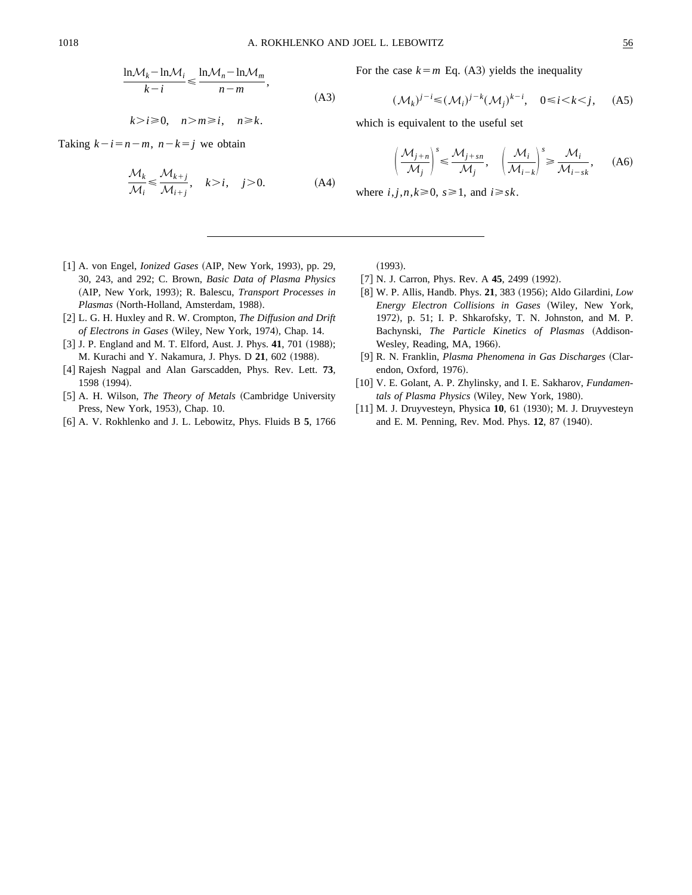$$\frac{\ln \mathcal{M}_k - \ln \mathcal{M}_i}{k-i} \leqslant \frac{\ln \mathcal{M}_n - \ln \mathcal{M}_m}{n-m}, \tag{A3}$$

$$k > i \geqslant 0, \quad n > m \geqslant i, \quad n \geqslant k.$$

Taking $k-i=n-m$, $n-k=j$ we obtain

$$\frac{\mathcal{M}_k}{\mathcal{M}_i} \leqslant \frac{\mathcal{M}_{k+j}}{\mathcal{M}_{i+j}}, \quad k > i, \quad j > 0. \tag{A4}$$

For the case $k=m$ Eq. (A3) yields the inequality

$$(\mathcal{M}_k)^{j-i} \leqslant (\mathcal{M}_i)^{j-k} (\mathcal{M}_j)^{k-i}, \quad 0 \leqslant i < k < j, \tag{A5}$$

which is equivalent to the useful set

$$\left( \frac{\mathcal{M}_{j+n}}{\mathcal{M}_j} \right)^s \leqslant \frac{\mathcal{M}_{j+sn}}{\mathcal{M}_j}, \quad \left( \frac{\mathcal{M}_i}{\mathcal{M}_{i-k}} \right)^s \geqslant \frac{\mathcal{M}_i}{\mathcal{M}_{i-sk}}, \tag{A6}$$

where $i,j,n,k \geqslant 0$, $s \geqslant 1$, and $i \geqslant sk$.

---

[1] A. von Engel, *Ionized Gases* (AIP, New York, 1993), pp. 29, 30, 243, and 292; C. Brown, *Basic Data of Plasma Physics* (AIP, New York, 1993); R. Balescu, *Transport Processes in Plasmas* (North-Holland, Amsterdam, 1988).

[2] L. G. H. Huxley and R. W. Crompton, *The Diffusion and Drift of Electrons in Gases* (Wiley, New York, 1974), Chap. 14.

[3] J. P. England and M. T. Elford, Aust. J. Phys. **41**, 701 (1988); M. Kurachi and Y. Nakamura, J. Phys. D **21**, 602 (1988).

[4] Rajesh Nagpal and Alan Garscadden, Phys. Rev. Lett. **73**, 1598 (1994).

[5] A. H. Wilson, *The Theory of Metals* (Cambridge University Press, New York, 1953), Chap. 10.

[6] A. V. Rokhlenko and J. L. Lebowitz, Phys. Fluids B **5**, 1766 (1993).

[7] N. J. Carron, Phys. Rev. A **45**, 2499 (1992).

[8] W. P. Allis, Handb. Phys. **21**, 383 (1956); Aldo Gilardini, *Low Energy Electron Collisions in Gases* (Wiley, New York, 1972), p. 51; I. P. Shkarofsky, T. N. Johnston, and M. P. Bachynski, *The Particle Kinetics of Plasmas* (Addison-Wesley, Reading, MA, 1966).

[9] R. N. Franklin, *Plasma Phenomena in Gas Discharges* (Clarendon, Oxford, 1976).

[10] V. E. Golant, A. P. Zhylinsky, and I. E. Sakharov, *Fundamentals of Plasma Physics* (Wiley, New York, 1980).

[11] M. J. Druyvesteyn, Physica **10**, 61 (1930); M. J. Druyvesteyn and E. M. Penning, Rev. Mod. Phys. **12**, 87 (1940).